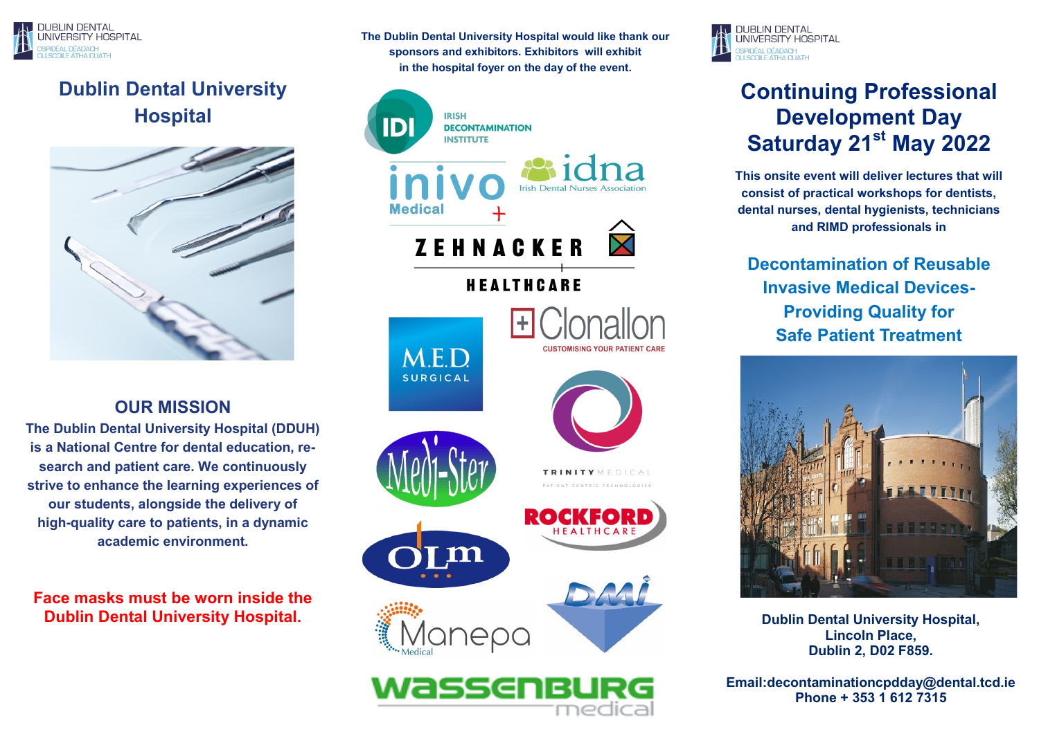DUBLIN DENTAL UNIVERSITY HOSPITAL
OSPIDÉAL DÉADACH OLLSCOILE ÁTHA CLIATH

# Dublin Dental University Hospital

## OUR MISSION

**The Dublin Dental University Hospital (DDUH) is a National Centre for dental education, research and patient care. We continuously strive to enhance the learning experiences of our students, alongside the delivery of high-quality care to patients, in a dynamic academic environment.**

**Face masks must be worn inside the Dublin Dental University Hospital.**

**The Dublin Dental University Hospital would like thank our sponsors and exhibitors. Exhibitors will exhibit in the hospital foyer on the day of the event.**

IDI Irish Decontamination Institute
inivo Medical
idna Irish Dental Nurses Association
ZEHNACKER HEALTHCARE
M.E.D SURGICAL
Clonallon CUSTOMISING YOUR PATIENT CARE
Medi-Ster
TRINITY MEDICAL PATIENT CENTRIC TECHNOLOGIES
OLM
ROCKFORD HEALTHCARE
Manepa Medical
DMI
Wassenburg medical

DUBLIN DENTAL UNIVERSITY HOSPITAL
OSPIDÉAL DÉADACH OLLSCOILE ÁTHA CLIATH

# Continuing Professional Development Day Saturday 21st May 2022

**This onsite event will deliver lectures that will consist of practical workshops for dentists, dental nurses, dental hygienists, technicians and RIMD professionals in**

## Decontamination of Reusable Invasive Medical Devices- Providing Quality for Safe Patient Treatment

**Dublin Dental University Hospital,**
**Lincoln Place,**
**Dublin 2, D02 F859.**

**Email:decontaminationcpdday@dental.tcd.ie**
**Phone + 353 1 612 7315**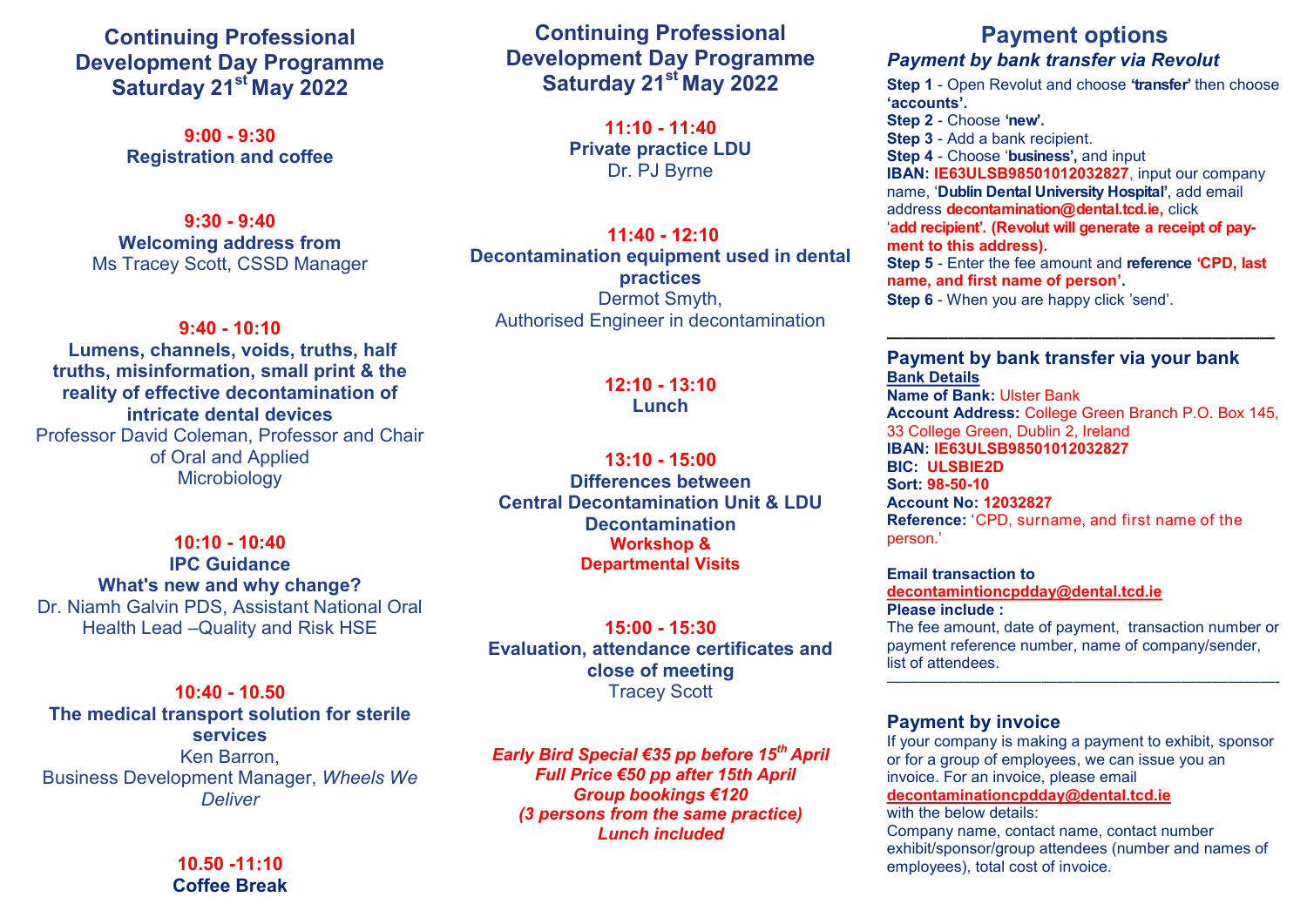## Continuing Professional Development Day Programme Saturday 21st May 2022

**9:00 - 9:30**
**Registration and coffee**

**9:30 - 9:40**
**Welcoming address from**
Ms Tracey Scott, CSSD Manager

**9:40 - 10:10**
**Lumens, channels, voids, truths, half truths, misinformation, small print & the reality of effective decontamination of intricate dental devices**
Professor David Coleman, Professor and Chair of Oral and Applied Microbiology

**10:10 - 10:40**
**IPC Guidance**
**What's new and why change?**
Dr. Niamh Galvin PDS, Assistant National Oral Health Lead –Quality and Risk HSE

**10:40 - 10.50**
**The medical transport solution for sterile services**
Ken Barron,
Business Development Manager, *Wheels We Deliver*

**10.50 -11:10**
**Coffee Break**

## Continuing Professional Development Day Programme Saturday 21st May 2022

**11:10 - 11:40**
**Private practice LDU**
Dr. PJ Byrne

**11:40 - 12:10**
**Decontamination equipment used in dental practices**
Dermot Smyth,
Authorised Engineer in decontamination

**12:10 - 13:10**
**Lunch**

**13:10 - 15:00**
**Differences between Central Decontamination Unit & LDU Decontamination**
**Workshop &**
**Departmental Visits**

**15:00 - 15:30**
**Evaluation, attendance certificates and close of meeting**
Tracey Scott

***Early Bird Special €35 pp before 15th April***
***Full Price €50 pp after 15th April***
***Group bookings €120***
***(3 persons from the same practice)***
***Lunch included***

## Payment options

### *Payment by bank transfer via Revolut*

**Step 1** - Open Revolut and choose **'transfer'** then choose **'accounts'.**
**Step 2** - Choose **'new'.**
**Step 3** - Add a bank recipient.
**Step 4** - Choose '**business',** and input **IBAN: IE63ULSB98501012032827**, input our company name, '**Dublin Dental University Hospital'**, add email address **decontamination@dental.tcd.ie,** click '**add recipient'. (Revolut will generate a receipt of payment to this address).**
**Step 5** - Enter the fee amount and **reference 'CPD, last name, and first name of person'.**
**Step 6** - When you are happy click 'send'.

---

### Payment by bank transfer via your bank

**Bank Details**
**Name of Bank:** Ulster Bank
**Account Address:** College Green Branch P.O. Box 145, 33 College Green, Dublin 2, Ireland
**IBAN: IE63ULSB98501012032827**
**BIC: ULSBIE2D**
**Sort: 98-50-10**
**Account No: 12032827**
**Reference:** 'CPD, surname, and first name of the person.'

**Email transaction to**
**decontamintioncpdday@dental.tcd.ie**
**Please include :**
The fee amount, date of payment, transaction number or payment reference number, name of company/sender, list of attendees.

---

### Payment by invoice

If your company is making a payment to exhibit, sponsor or for a group of employees, we can issue you an invoice. For an invoice, please email **decontaminationcpdday@dental.tcd.ie** with the below details:
Company name, contact name, contact number exhibit/sponsor/group attendees (number and names of employees), total cost of invoice.